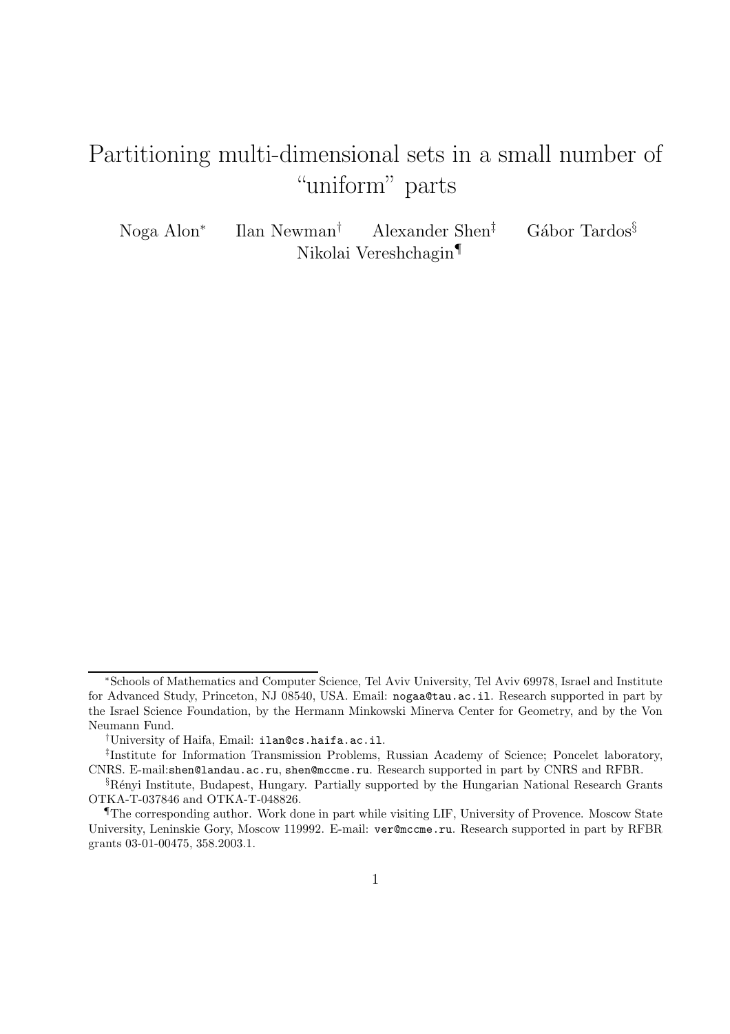# Partitioning multi-dimensional sets in a small number of "uniform" parts

Noga Alon[*] Ilan Newman[†] Alexander Shen[‡] Gábor Tardos[§] Nikolai Vereshchagin[¶]

---

[*] Schools of Mathematics and Computer Science, Tel Aviv University, Tel Aviv 69978, Israel and Institute for Advanced Study, Princeton, NJ 08540, USA. Email: nogaa@tau.ac.il. Research supported in part by the Israel Science Foundation, by the Hermann Minkowski Minerva Center for Geometry, and by the Von Neumann Fund.

[†] University of Haifa, Email: ilan@cs.haifa.ac.il.

[‡] Institute for Information Transmission Problems, Russian Academy of Science; Poncelet laboratory, CNRS. E-mail:shen@landau.ac.ru, shen@mccme.ru. Research supported in part by CNRS and RFBR.

[§] Rényi Institute, Budapest, Hungary. Partially supported by the Hungarian National Research Grants OTKA-T-037846 and OTKA-T-048826.

[¶] The corresponding author. Work done in part while visiting LIF, University of Provence. Moscow State University, Leninskie Gory, Moscow 119992. E-mail: ver@mccme.ru. Research supported in part by RFBR grants 03-01-00475, 358.2003.1.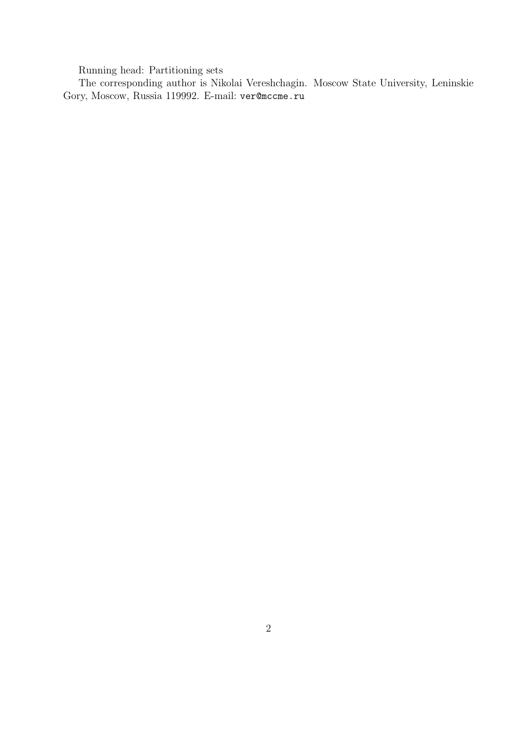Running head: Partitioning sets

The corresponding author is Nikolai Vereshchagin. Moscow State University, Leninskie Gory, Moscow, Russia 119992. E-mail: `ver@mccme.ru`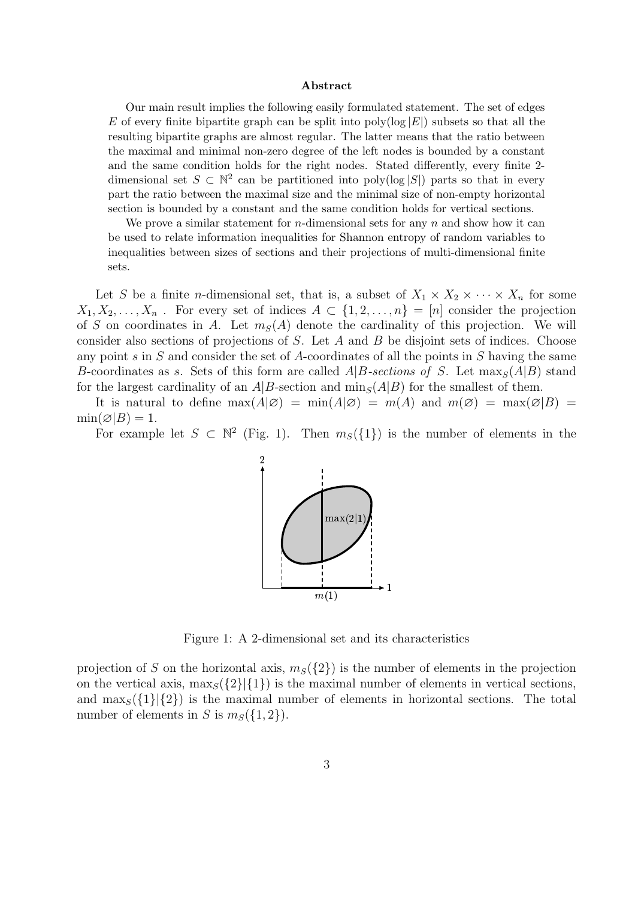**Abstract**

Our main result implies the following easily formulated statement. The set of edges $E$ of every finite bipartite graph can be split into $\text{poly}(\log |E|)$ subsets so that all the resulting bipartite graphs are almost regular. The latter means that the ratio between the maximal and minimal non-zero degree of the left nodes is bounded by a constant and the same condition holds for the right nodes. Stated differently, every finite 2-dimensional set $S \subset \mathbb{N}^2$ can be partitioned into $\text{poly}(\log |S|)$ parts so that in every part the ratio between the maximal size and the minimal size of non-empty horizontal section is bounded by a constant and the same condition holds for vertical sections.

We prove a similar statement for $n$-dimensional sets for any $n$ and show how it can be used to relate information inequalities for Shannon entropy of random variables to inequalities between sizes of sections and their projections of multi-dimensional finite sets.

Let $S$ be a finite $n$-dimensional set, that is, a subset of $X_1 \times X_2 \times \cdots \times X_n$ for some $X_1, X_2, \ldots, X_n$ . For every set of indices $A \subset \{1, 2, \ldots, n\} = [n]$ consider the projection of $S$ on coordinates in $A$. Let $m_S(A)$ denote the cardinality of this projection. We will consider also sections of projections of $S$. Let $A$ and $B$ be disjoint sets of indices. Choose any point $s$ in $S$ and consider the set of $A$-coordinates of all the points in $S$ having the same $B$-coordinates as $s$. Sets of this form are called *$A|B$-sections of $S$*. Let $\max_S(A|B)$ stand for the largest cardinality of an $A|B$-section and $\min_S(A|B)$ for the smallest of them.

It is natural to define $\max(A|\varnothing) = \min(A|\varnothing) = m(A)$ and $m(\varnothing) = \max(\varnothing|B) = \min(\varnothing|B) = 1$.

For example let $S \subset \mathbb{N}^2$ (Fig. 1). Then $m_S(\{1\})$ is the number of elements in the projection of $S$ on the horizontal axis, $m_S(\{2\})$ is the number of elements in the projection on the vertical axis, $\max_S(\{2\}|\{1\})$ is the maximal number of elements in vertical sections, and $\max_S(\{1\}|\{2\})$ is the maximal number of elements in horizontal sections. The total number of elements in $S$ is $m_S(\{1, 2\})$.

Figure 1: A 2-dimensional set and its characteristics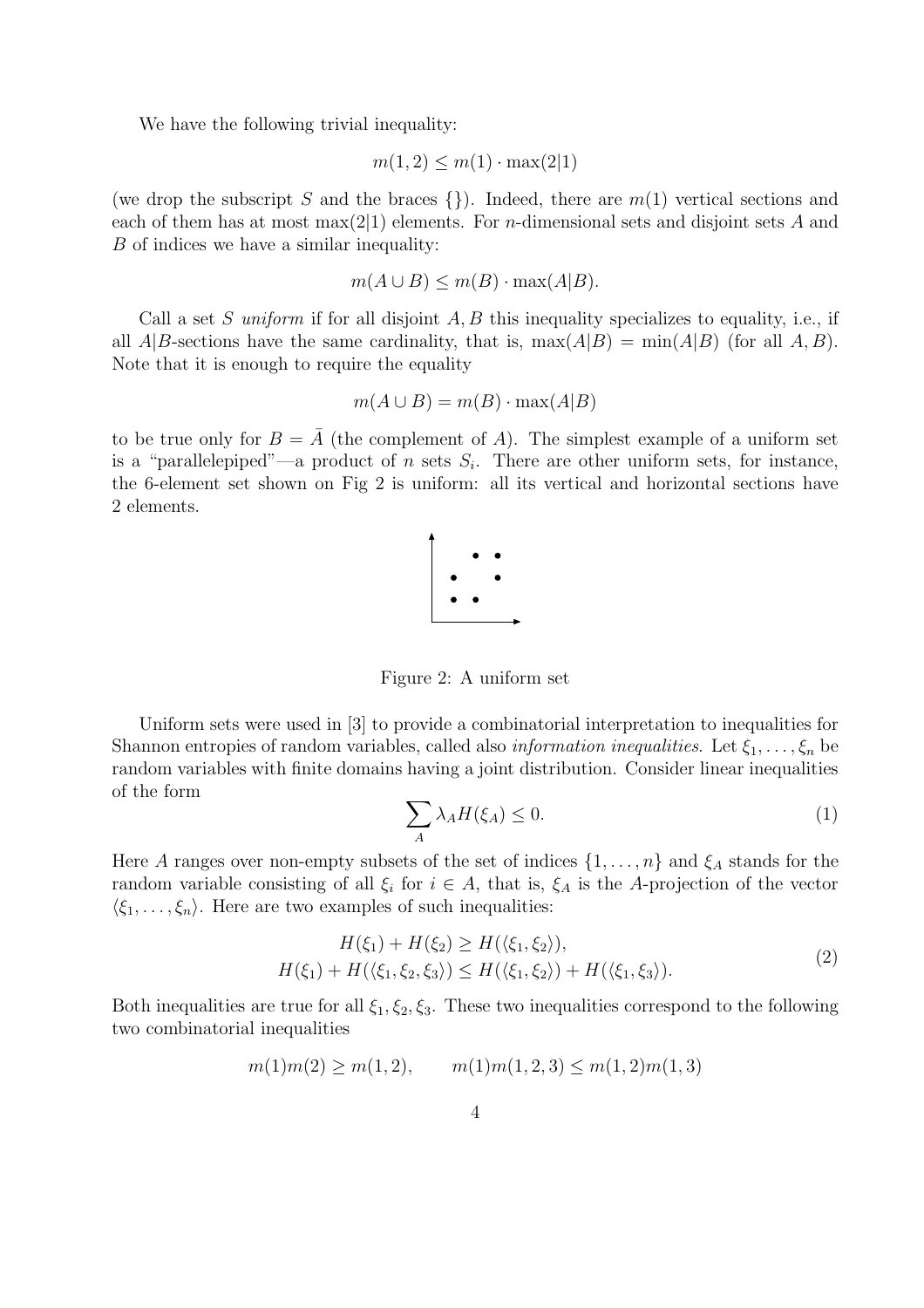We have the following trivial inequality:

$$m(1,2) \le m(1) \cdot \max(2|1)$$

(we drop the subscript $S$ and the braces $\{\}$). Indeed, there are $m(1)$ vertical sections and each of them has at most $\max(2|1)$ elements. For $n$-dimensional sets and disjoint sets $A$ and $B$ of indices we have a similar inequality:

$$m(A \cup B) \le m(B) \cdot \max(A|B).$$

Call a set $S$ *uniform* if for all disjoint $A, B$ this inequality specializes to equality, i.e., if all $A|B$-sections have the same cardinality, that is, $\max(A|B) = \min(A|B)$ (for all $A, B$). Note that it is enough to require the equality

$$m(A \cup B) = m(B) \cdot \max(A|B)$$

to be true only for $B = \bar{A}$ (the complement of $A$). The simplest example of a uniform set is a "parallelepiped"—a product of $n$ sets $S_i$. There are other uniform sets, for instance, the 6-element set shown on Fig 2 is uniform: all its vertical and horizontal sections have 2 elements.

Figure 2: A uniform set

Uniform sets were used in [3] to provide a combinatorial interpretation to inequalities for Shannon entropies of random variables, called also *information inequalities*. Let $\xi_1, \ldots, \xi_n$ be random variables with finite domains having a joint distribution. Consider linear inequalities of the form

$$\sum_A \lambda_A H(\xi_A) \le 0. \tag{1}$$

Here $A$ ranges over non-empty subsets of the set of indices $\{1, \ldots, n\}$ and $\xi_A$ stands for the random variable consisting of all $\xi_i$ for $i \in A$, that is, $\xi_A$ is the $A$-projection of the vector $\langle \xi_1, \ldots, \xi_n \rangle$. Here are two examples of such inequalities:

$$\begin{gathered} H(\xi_1) + H(\xi_2) \ge H(\langle \xi_1, \xi_2 \rangle), \\ H(\xi_1) + H(\langle \xi_1, \xi_2, \xi_3 \rangle) \le H(\langle \xi_1, \xi_2 \rangle) + H(\langle \xi_1, \xi_3 \rangle). \end{gathered} \tag{2}$$

Both inequalities are true for all $\xi_1, \xi_2, \xi_3$. These two inequalities correspond to the following two combinatorial inequalities

$$m(1)m(2) \ge m(1,2), \qquad m(1)m(1,2,3) \le m(1,2)m(1,3)$$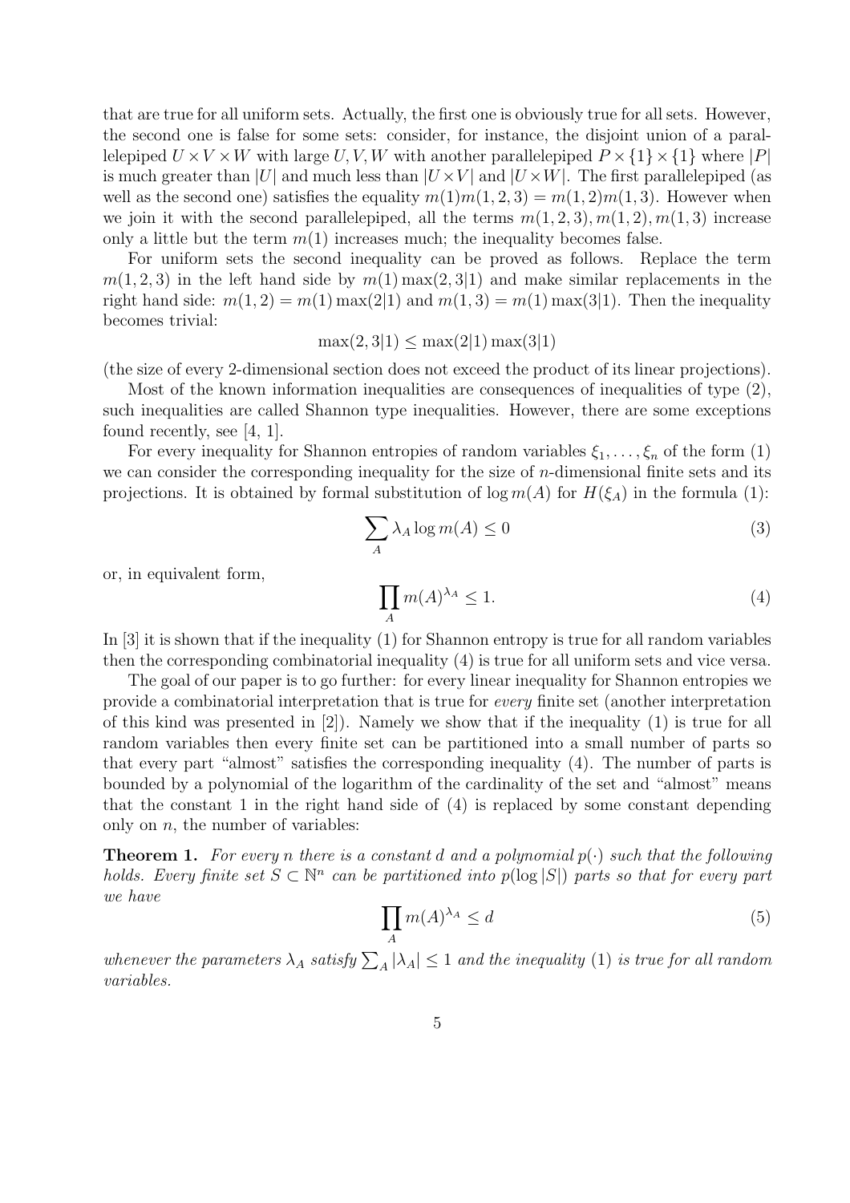that are true for all uniform sets. Actually, the first one is obviously true for all sets. However, the second one is false for some sets: consider, for instance, the disjoint union of a parallelepiped $U \times V \times W$ with large $U, V, W$ with another parallelepiped $P \times \{1\} \times \{1\}$ where $|P|$ is much greater than $|U|$ and much less than $|U \times V|$ and $|U \times W|$. The first parallelepiped (as well as the second one) satisfies the equality $m(1)m(1,2,3) = m(1,2)m(1,3)$. However when we join it with the second parallelepiped, all the terms $m(1,2,3), m(1,2), m(1,3)$ increase only a little but the term $m(1)$ increases much; the inequality becomes false.

For uniform sets the second inequality can be proved as follows. Replace the term $m(1,2,3)$ in the left hand side by $m(1)\max(2,3|1)$ and make similar replacements in the right hand side: $m(1,2) = m(1)\max(2|1)$ and $m(1,3) = m(1)\max(3|1)$. Then the inequality becomes trivial:

$$\max(2,3|1) \leq \max(2|1)\max(3|1)$$

(the size of every 2-dimensional section does not exceed the product of its linear projections).

Most of the known information inequalities are consequences of inequalities of type (2), such inequalities are called Shannon type inequalities. However, there are some exceptions found recently, see [4, 1].

For every inequality for Shannon entropies of random variables $\xi_1, \ldots, \xi_n$ of the form (1) we can consider the corresponding inequality for the size of $n$-dimensional finite sets and its projections. It is obtained by formal substitution of $\log m(A)$ for $H(\xi_A)$ in the formula (1):

$$\sum_A \lambda_A \log m(A) \leq 0 \tag{3}$$

or, in equivalent form,

$$\prod_A m(A)^{\lambda_A} \leq 1. \tag{4}$$

In [3] it is shown that if the inequality (1) for Shannon entropy is true for all random variables then the corresponding combinatorial inequality (4) is true for all uniform sets and vice versa.

The goal of our paper is to go further: for every linear inequality for Shannon entropies we provide a combinatorial interpretation that is true for *every* finite set (another interpretation of this kind was presented in [2]). Namely we show that if the inequality (1) is true for all random variables then every finite set can be partitioned into a small number of parts so that every part "almost" satisfies the corresponding inequality (4). The number of parts is bounded by a polynomial of the logarithm of the cardinality of the set and "almost" means that the constant 1 in the right hand side of (4) is replaced by some constant depending only on $n$, the number of variables:

**Theorem 1.** *For every $n$ there is a constant $d$ and a polynomial $p(\cdot)$ such that the following holds. Every finite set $S \subset \mathbb{N}^n$ can be partitioned into $p(\log |S|)$ parts so that for every part we have*

$$\prod_A m(A)^{\lambda_A} \leq d \tag{5}$$

*whenever the parameters $\lambda_A$ satisfy $\sum_A |\lambda_A| \leq 1$ and the inequality (1) is true for all random variables.*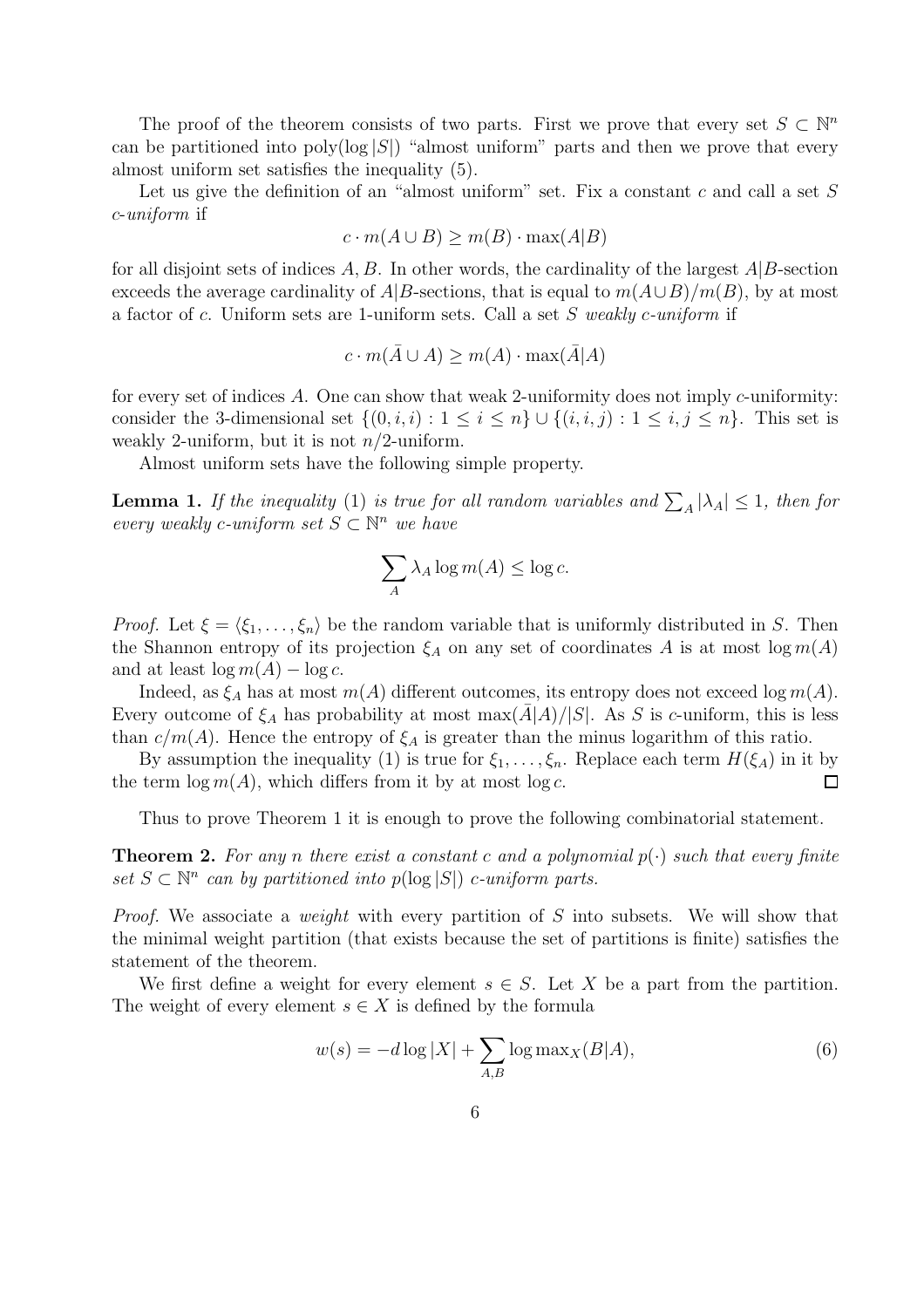The proof of the theorem consists of two parts. First we prove that every set $S \subset \mathbb{N}^n$ can be partitioned into poly($\log |S|$) "almost uniform" parts and then we prove that every almost uniform set satisfies the inequality (5).

Let us give the definition of an "almost uniform" set. Fix a constant $c$ and call a set $S$ *c-uniform* if

$$c \cdot m(A \cup B) \geq m(B) \cdot \max(A|B)$$

for all disjoint sets of indices $A, B$. In other words, the cardinality of the largest $A|B$-section exceeds the average cardinality of $A|B$-sections, that is equal to $m(A \cup B)/m(B)$, by at most a factor of $c$. Uniform sets are 1-uniform sets. Call a set $S$ *weakly c-uniform* if

$$c \cdot m(\bar{A} \cup A) \geq m(A) \cdot \max(\bar{A}|A)$$

for every set of indices $A$. One can show that weak 2-uniformity does not imply $c$-uniformity: consider the 3-dimensional set $\{(0, i, i) : 1 \leq i \leq n\} \cup \{(i, i, j) : 1 \leq i, j \leq n\}$. This set is weakly 2-uniform, but it is not $n/2$-uniform.

Almost uniform sets have the following simple property.

**Lemma 1.** *If the inequality* (1) *is true for all random variables and $\sum_A |\lambda_A| \leq 1$, then for every weakly c-uniform set $S \subset \mathbb{N}^n$ we have*

$$\sum_A \lambda_A \log m(A) \leq \log c.$$

*Proof.* Let $\xi = \langle \xi_1, \ldots, \xi_n \rangle$ be the random variable that is uniformly distributed in $S$. Then the Shannon entropy of its projection $\xi_A$ on any set of coordinates $A$ is at most $\log m(A)$ and at least $\log m(A) - \log c$.

Indeed, as $\xi_A$ has at most $m(A)$ different outcomes, its entropy does not exceed $\log m(A)$. Every outcome of $\xi_A$ has probability at most $\max(\bar{A}|A)/|S|$. As $S$ is $c$-uniform, this is less than $c/m(A)$. Hence the entropy of $\xi_A$ is greater than the minus logarithm of this ratio.

By assumption the inequality (1) is true for $\xi_1, \ldots, \xi_n$. Replace each term $H(\xi_A)$ in it by the term $\log m(A)$, which differs from it by at most $\log c$. $\square$

Thus to prove Theorem 1 it is enough to prove the following combinatorial statement.

**Theorem 2.** *For any $n$ there exist a constant $c$ and a polynomial $p(\cdot)$ such that every finite set $S \subset \mathbb{N}^n$ can by partitioned into $p(\log |S|)$ c-uniform parts.*

*Proof.* We associate a *weight* with every partition of $S$ into subsets. We will show that the minimal weight partition (that exists because the set of partitions is finite) satisfies the statement of the theorem.

We first define a weight for every element $s \in S$. Let $X$ be a part from the partition. The weight of every element $s \in X$ is defined by the formula

$$w(s) = -d \log |X| + \sum_{A,B} \log \max{}_X(B|A), \tag{6}$$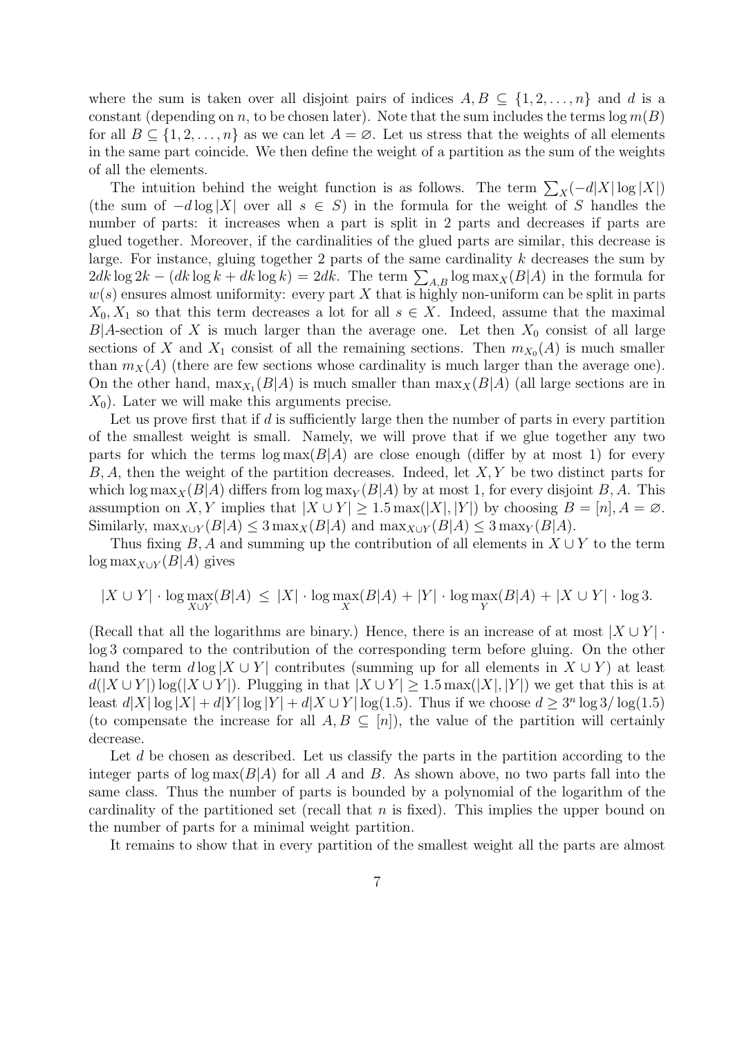where the sum is taken over all disjoint pairs of indices $A, B \subseteq \{1, 2, \dots, n\}$ and $d$ is a constant (depending on $n$, to be chosen later). Note that the sum includes the terms $\log m(B)$ for all $B \subseteq \{1, 2, \dots, n\}$ as we can let $A = \varnothing$. Let us stress that the weights of all elements in the same part coincide. We then define the weight of a partition as the sum of the weights of all the elements.

The intuition behind the weight function is as follows. The term $\sum_X(-d|X|\log|X|)$ (the sum of $-d\log|X|$ over all $s \in S$) in the formula for the weight of $S$ handles the number of parts: it increases when a part is split in 2 parts and decreases if parts are glued together. Moreover, if the cardinalities of the glued parts are similar, this decrease is large. For instance, gluing together 2 parts of the same cardinality $k$ decreases the sum by $2dk\log 2k - (dk\log k + dk\log k) = 2dk$. The term $\sum_{A,B}\log\max_X(B|A)$ in the formula for $w(s)$ ensures almost uniformity: every part $X$ that is highly non-uniform can be split in parts $X_0, X_1$ so that this term decreases a lot for all $s \in X$. Indeed, assume that the maximal $B|A$-section of $X$ is much larger than the average one. Let then $X_0$ consist of all large sections of $X$ and $X_1$ consist of all the remaining sections. Then $m_{X_0}(A)$ is much smaller than $m_X(A)$ (there are few sections whose cardinality is much larger than the average one). On the other hand, $\max_{X_1}(B|A)$ is much smaller than $\max_X(B|A)$ (all large sections are in $X_0$). Later we will make this arguments precise.

Let us prove first that if $d$ is sufficiently large then the number of parts in every partition of the smallest weight is small. Namely, we will prove that if we glue together any two parts for which the terms $\log\max(B|A)$ are close enough (differ by at most 1) for every $B, A$, then the weight of the partition decreases. Indeed, let $X, Y$ be two distinct parts for which $\log\max_X(B|A)$ differs from $\log\max_Y(B|A)$ by at most 1, for every disjoint $B, A$. This assumption on $X, Y$ implies that $|X \cup Y| \geq 1.5\max(|X|, |Y|)$ by choosing $B = [n], A = \varnothing$. Similarly, $\max_{X\cup Y}(B|A) \leq 3\max_X(B|A)$ and $\max_{X\cup Y}(B|A) \leq 3\max_Y(B|A)$.

Thus fixing $B, A$ and summing up the contribution of all elements in $X \cup Y$ to the term $\log\max_{X\cup Y}(B|A)$ gives

$$|X \cup Y| \cdot \log\max_{X\cup Y}(B|A) \;\leq\; |X| \cdot \log\max_X(B|A) + |Y| \cdot \log\max_Y(B|A) + |X \cup Y| \cdot \log 3.$$

(Recall that all the logarithms are binary.) Hence, there is an increase of at most $|X \cup Y| \cdot \log 3$ compared to the contribution of the corresponding term before gluing. On the other hand the term $d\log|X \cup Y|$ contributes (summing up for all elements in $X \cup Y$) at least $d(|X \cup Y|)\log(|X \cup Y|)$. Plugging in that $|X \cup Y| \geq 1.5\max(|X|, |Y|)$ we get that this is at least $d|X|\log|X| + d|Y|\log|Y| + d|X \cup Y|\log(1.5)$. Thus if we choose $d \geq 3^n\log 3/\log(1.5)$ (to compensate the increase for all $A, B \subseteq [n]$), the value of the partition will certainly decrease.

Let $d$ be chosen as described. Let us classify the parts in the partition according to the integer parts of $\log\max(B|A)$ for all $A$ and $B$. As shown above, no two parts fall into the same class. Thus the number of parts is bounded by a polynomial of the logarithm of the cardinality of the partitioned set (recall that $n$ is fixed). This implies the upper bound on the number of parts for a minimal weight partition.

It remains to show that in every partition of the smallest weight all the parts are almost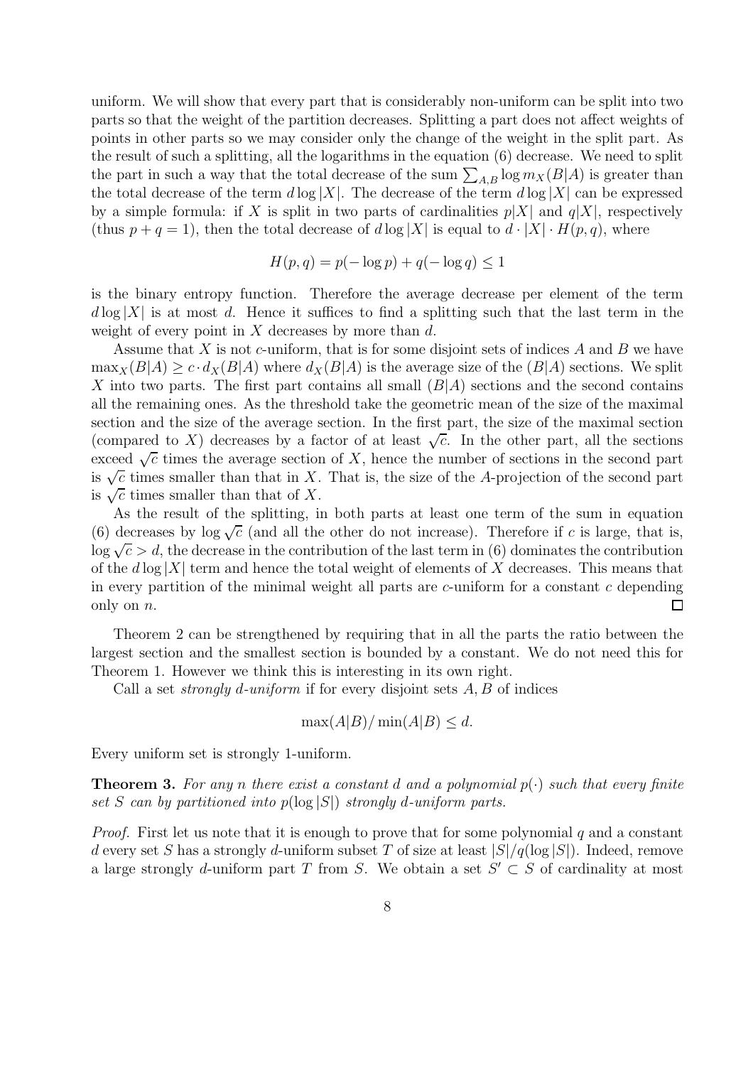uniform. We will show that every part that is considerably non-uniform can be split into two parts so that the weight of the partition decreases. Splitting a part does not affect weights of points in other parts so we may consider only the change of the weight in the split part. As the result of such a splitting, all the logarithms in the equation (6) decrease. We need to split the part in such a way that the total decrease of the sum $\sum_{A,B} \log m_X(B|A)$ is greater than the total decrease of the term $d \log |X|$. The decrease of the term $d \log |X|$ can be expressed by a simple formula: if $X$ is split in two parts of cardinalities $p|X|$ and $q|X|$, respectively (thus $p + q = 1$), then the total decrease of $d \log |X|$ is equal to $d \cdot |X| \cdot H(p, q)$, where

$$H(p, q) = p(-\log p) + q(-\log q) \leq 1$$

is the binary entropy function. Therefore the average decrease per element of the term $d \log |X|$ is at most $d$. Hence it suffices to find a splitting such that the last term in the weight of every point in $X$ decreases by more than $d$.

Assume that $X$ is not $c$-uniform, that is for some disjoint sets of indices $A$ and $B$ we have $\max_X(B|A) \geq c \cdot d_X(B|A)$ where $d_X(B|A)$ is the average size of the $(B|A)$ sections. We split $X$ into two parts. The first part contains all small $(B|A)$ sections and the second contains all the remaining ones. As the threshold take the geometric mean of the size of the maximal section and the size of the average section. In the first part, the size of the maximal section (compared to $X$) decreases by a factor of at least $\sqrt{c}$. In the other part, all the sections exceed $\sqrt{c}$ times the average section of $X$, hence the number of sections in the second part is $\sqrt{c}$ times smaller than that in $X$. That is, the size of the $A$-projection of the second part is $\sqrt{c}$ times smaller than that of $X$.

As the result of the splitting, in both parts at least one term of the sum in equation (6) decreases by $\log \sqrt{c}$ (and all the other do not increase). Therefore if $c$ is large, that is, $\log \sqrt{c} > d$, the decrease in the contribution of the last term in (6) dominates the contribution of the $d \log |X|$ term and hence the total weight of elements of $X$ decreases. This means that in every partition of the minimal weight all parts are $c$-uniform for a constant $c$ depending only on $n$. $\square$

Theorem 2 can be strengthened by requiring that in all the parts the ratio between the largest section and the smallest section is bounded by a constant. We do not need this for Theorem 1. However we think this is interesting in its own right.

Call a set *strongly $d$-uniform* if for every disjoint sets $A, B$ of indices

$$\max(A|B)/\min(A|B) \leq d.$$

Every uniform set is strongly 1-uniform.

**Theorem 3.** *For any $n$ there exist a constant $d$ and a polynomial $p(\cdot)$ such that every finite set $S$ can by partitioned into $p(\log |S|)$ strongly $d$-uniform parts.*

*Proof.* First let us note that it is enough to prove that for some polynomial $q$ and a constant $d$ every set $S$ has a strongly $d$-uniform subset $T$ of size at least $|S|/q(\log |S|)$. Indeed, remove a large strongly $d$-uniform part $T$ from $S$. We obtain a set $S' \subset S$ of cardinality at most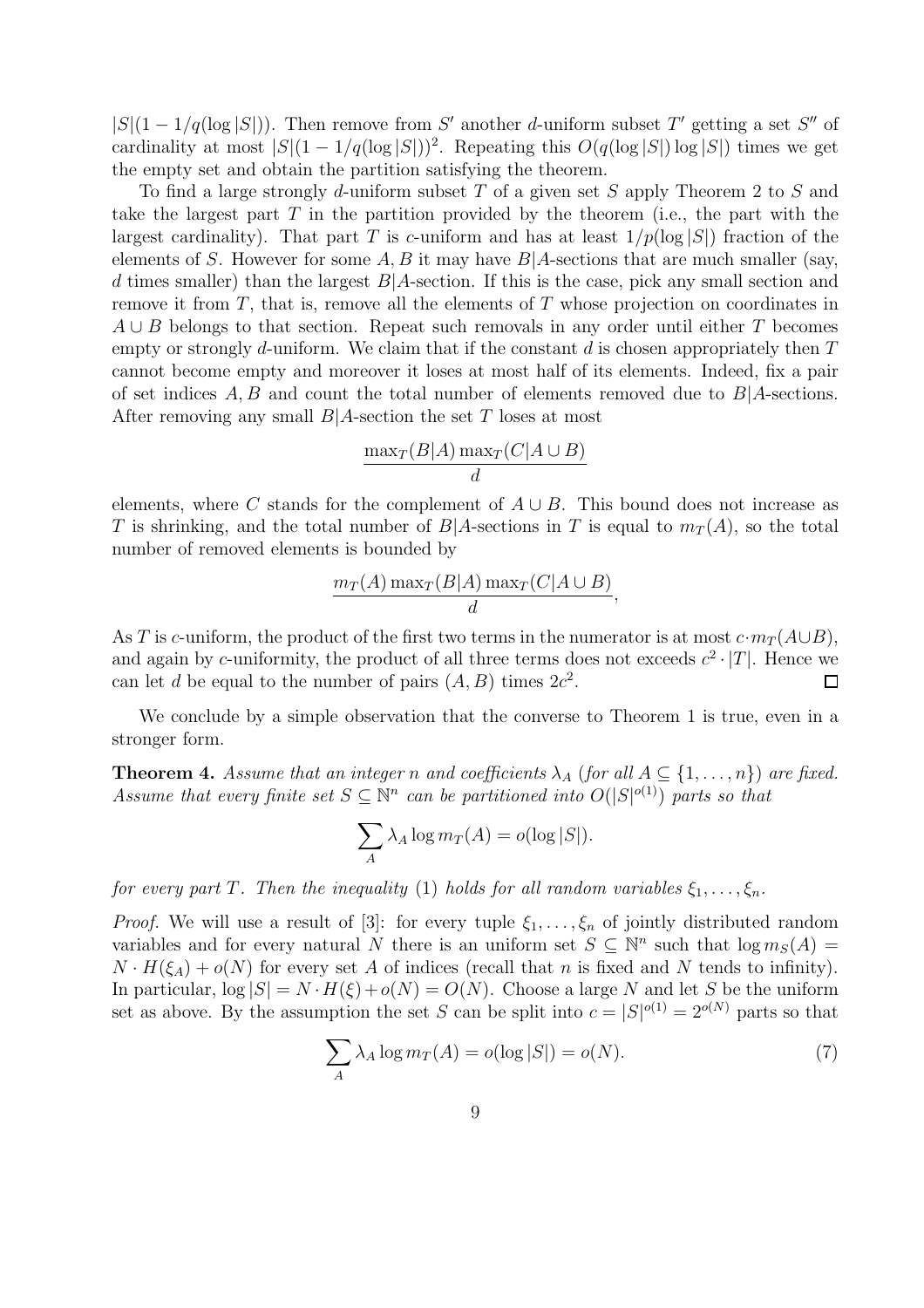$|S|(1 - 1/q(\log |S|))$. Then remove from $S'$ another $d$-uniform subset $T'$ getting a set $S''$ of cardinality at most $|S|(1 - 1/q(\log |S|))^2$. Repeating this $O(q(\log |S|) \log |S|)$ times we get the empty set and obtain the partition satisfying the theorem.

To find a large strongly $d$-uniform subset $T$ of a given set $S$ apply Theorem 2 to $S$ and take the largest part $T$ in the partition provided by the theorem (i.e., the part with the largest cardinality). That part $T$ is $c$-uniform and has at least $1/p(\log |S|)$ fraction of the elements of $S$. However for some $A, B$ it may have $B|A$-sections that are much smaller (say, $d$ times smaller) than the largest $B|A$-section. If this is the case, pick any small section and remove it from $T$, that is, remove all the elements of $T$ whose projection on coordinates in $A \cup B$ belongs to that section. Repeat such removals in any order until either $T$ becomes empty or strongly $d$-uniform. We claim that if the constant $d$ is chosen appropriately then $T$ cannot become empty and moreover it loses at most half of its elements. Indeed, fix a pair of set indices $A, B$ and count the total number of elements removed due to $B|A$-sections. After removing any small $B|A$-section the set $T$ loses at most

$$\frac{\max_T(B|A) \max_T(C|A \cup B)}{d}$$

elements, where $C$ stands for the complement of $A \cup B$. This bound does not increase as $T$ is shrinking, and the total number of $B|A$-sections in $T$ is equal to $m_T(A)$, so the total number of removed elements is bounded by

$$\frac{m_T(A) \max_T(B|A) \max_T(C|A \cup B)}{d},$$

As $T$ is $c$-uniform, the product of the first two terms in the numerator is at most $c \cdot m_T(A \cup B)$, and again by $c$-uniformity, the product of all three terms does not exceeds $c^2 \cdot |T|$. Hence we can let $d$ be equal to the number of pairs $(A, B)$ times $2c^2$. $\square$

We conclude by a simple observation that the converse to Theorem 1 is true, even in a stronger form.

**Theorem 4.** *Assume that an integer $n$ and coefficients $\lambda_A$ (for all $A \subseteq \{1, \ldots, n\}$) are fixed. Assume that every finite set $S \subseteq \mathbb{N}^n$ can be partitioned into $O(|S|^{o(1)})$ parts so that*

$$\sum_A \lambda_A \log m_T(A) = o(\log |S|).$$

*for every part $T$. Then the inequality* (1) *holds for all random variables $\xi_1, \ldots, \xi_n$.*

*Proof.* We will use a result of [3]: for every tuple $\xi_1, \ldots, \xi_n$ of jointly distributed random variables and for every natural $N$ there is an uniform set $S \subseteq \mathbb{N}^n$ such that $\log m_S(A) = N \cdot H(\xi_A) + o(N)$ for every set $A$ of indices (recall that $n$ is fixed and $N$ tends to infinity). In particular, $\log |S| = N \cdot H(\xi) + o(N) = O(N)$. Choose a large $N$ and let $S$ be the uniform set as above. By the assumption the set $S$ can be split into $c = |S|^{o(1)} = 2^{o(N)}$ parts so that

$$\sum_A \lambda_A \log m_T(A) = o(\log |S|) = o(N). \tag{7}$$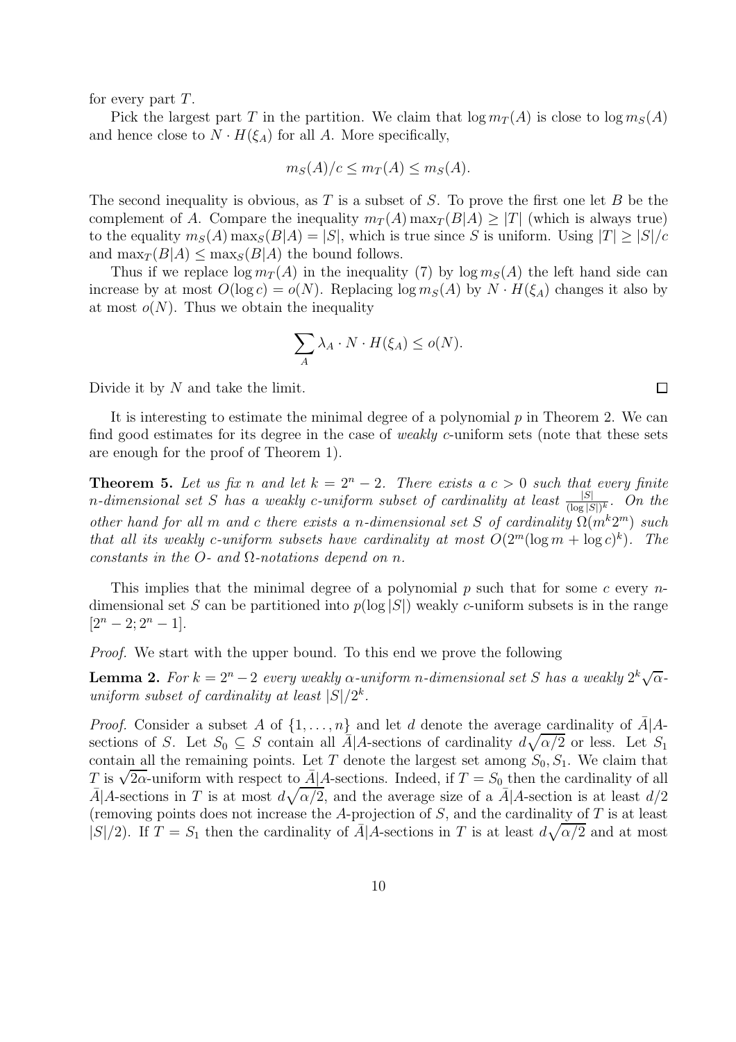for every part $T$.

Pick the largest part $T$ in the partition. We claim that $\log m_T(A)$ is close to $\log m_S(A)$ and hence close to $N \cdot H(\xi_A)$ for all $A$. More specifically,

$$m_S(A)/c \le m_T(A) \le m_S(A).$$

The second inequality is obvious, as $T$ is a subset of $S$. To prove the first one let $B$ be the complement of $A$. Compare the inequality $m_T(A) \max_T(B|A) \ge |T|$ (which is always true) to the equality $m_S(A) \max_S(B|A) = |S|$, which is true since $S$ is uniform. Using $|T| \ge |S|/c$ and $\max_T(B|A) \le \max_S(B|A)$ the bound follows.

Thus if we replace $\log m_T(A)$ in the inequality (7) by $\log m_S(A)$ the left hand side can increase by at most $O(\log c) = o(N)$. Replacing $\log m_S(A)$ by $N \cdot H(\xi_A)$ changes it also by at most $o(N)$. Thus we obtain the inequality

$$\sum_A \lambda_A \cdot N \cdot H(\xi_A) \le o(N).$$

Divide it by $N$ and take the limit. $\square$

It is interesting to estimate the minimal degree of a polynomial $p$ in Theorem 2. We can find good estimates for its degree in the case of *weakly* $c$-uniform sets (note that these sets are enough for the proof of Theorem 1).

**Theorem 5.** *Let us fix $n$ and let $k = 2^n - 2$. There exists a $c > 0$ such that every finite $n$-dimensional set $S$ has a weakly $c$-uniform subset of cardinality at least $\frac{|S|}{(\log |S|)^k}$. On the other hand for all $m$ and $c$ there exists a $n$-dimensional set $S$ of cardinality $\Omega(m^k 2^m)$ such that all its weakly $c$-uniform subsets have cardinality at most $O(2^m(\log m + \log c)^k)$. The constants in the $O$- and $\Omega$-notations depend on $n$.*

This implies that the minimal degree of a polynomial $p$ such that for some $c$ every $n$-dimensional set $S$ can be partitioned into $p(\log |S|)$ weakly $c$-uniform subsets is in the range $[2^n - 2; 2^n - 1]$.

*Proof.* We start with the upper bound. To this end we prove the following

**Lemma 2.** *For $k = 2^n - 2$ every weakly $\alpha$-uniform $n$-dimensional set $S$ has a weakly $2^k\sqrt{\alpha}$-uniform subset of cardinality at least $|S|/2^k$.*

*Proof.* Consider a subset $A$ of $\{1, \dots, n\}$ and let $d$ denote the average cardinality of $\bar{A}|A$-sections of $S$. Let $S_0 \subseteq S$ contain all $\bar{A}|A$-sections of cardinality $d\sqrt{\alpha/2}$ or less. Let $S_1$ contain all the remaining points. Let $T$ denote the largest set among $S_0, S_1$. We claim that $T$ is $\sqrt{2\alpha}$-uniform with respect to $\bar{A}|A$-sections. Indeed, if $T = S_0$ then the cardinality of all $\bar{A}|A$-sections in $T$ is at most $d\sqrt{\alpha/2}$, and the average size of a $\bar{A}|A$-section is at least $d/2$ (removing points does not increase the $A$-projection of $S$, and the cardinality of $T$ is at least $|S|/2$). If $T = S_1$ then the cardinality of $\bar{A}|A$-sections in $T$ is at least $d\sqrt{\alpha/2}$ and at most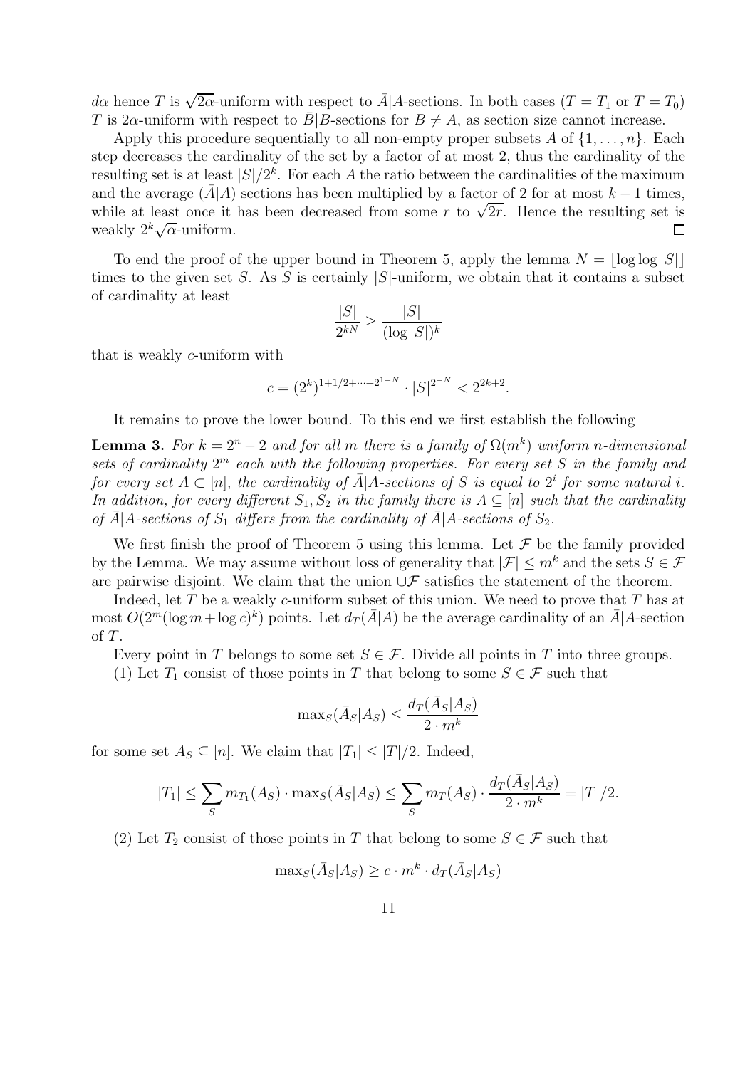$d\alpha$ hence $T$ is $\sqrt{2\alpha}$-uniform with respect to $\bar{A}|A$-sections. In both cases ($T = T_1$ or $T = T_0$) $T$ is $2\alpha$-uniform with respect to $\bar{B}|B$-sections for $B \neq A$, as section size cannot increase.

Apply this procedure sequentially to all non-empty proper subsets $A$ of $\{1, \ldots, n\}$. Each step decreases the cardinality of the set by a factor of at most 2, thus the cardinality of the resulting set is at least $|S|/2^k$. For each $A$ the ratio between the cardinalities of the maximum and the average $(\bar{A}|A)$ sections has been multiplied by a factor of 2 for at most $k-1$ times, while at least once it has been decreased from some $r$ to $\sqrt{2r}$. Hence the resulting set is weakly $2^k\sqrt{\alpha}$-uniform. $\square$

To end the proof of the upper bound in Theorem 5, apply the lemma $N = \lfloor \log \log |S| \rfloor$ times to the given set $S$. As $S$ is certainly $|S|$-uniform, we obtain that it contains a subset of cardinality at least

$$\frac{|S|}{2^{kN}} \geq \frac{|S|}{(\log |S|)^k}$$

that is weakly $c$-uniform with

$$c = (2^k)^{1+1/2+\cdots+2^{1-N}} \cdot |S|^{2^{-N}} < 2^{2k+2}.$$

It remains to prove the lower bound. To this end we first establish the following

**Lemma 3.** *For $k = 2^n - 2$ and for all $m$ there is a family of $\Omega(m^k)$ uniform $n$-dimensional sets of cardinality $2^m$ each with the following properties. For every set $S$ in the family and for every set $A \subset [n]$, the cardinality of $\bar{A}|A$-sections of $S$ is equal to $2^i$ for some natural $i$. In addition, for every different $S_1, S_2$ in the family there is $A \subseteq [n]$ such that the cardinality of $\bar{A}|A$-sections of $S_1$ differs from the cardinality of $\bar{A}|A$-sections of $S_2$.*

We first finish the proof of Theorem 5 using this lemma. Let $\mathcal{F}$ be the family provided by the Lemma. We may assume without loss of generality that $|\mathcal{F}| \leq m^k$ and the sets $S \in \mathcal{F}$ are pairwise disjoint. We claim that the union $\cup\mathcal{F}$ satisfies the statement of the theorem.

Indeed, let $T$ be a weakly $c$-uniform subset of this union. We need to prove that $T$ has at most $O(2^m(\log m + \log c)^k)$ points. Let $d_T(\bar{A}|A)$ be the average cardinality of an $\bar{A}|A$-section of $T$.

Every point in $T$ belongs to some set $S \in \mathcal{F}$. Divide all points in $T$ into three groups.

(1) Let $T_1$ consist of those points in $T$ that belong to some $S \in \mathcal{F}$ such that

$$\max\nolimits_S(\bar{A}_S|A_S) \leq \frac{d_T(\bar{A}_S|A_S)}{2 \cdot m^k}$$

for some set $A_S \subseteq [n]$. We claim that $|T_1| \leq |T|/2$. Indeed,

$$|T_1| \leq \sum_S m_{T_1}(A_S) \cdot \max\nolimits_S(\bar{A}_S|A_S) \leq \sum_S m_T(A_S) \cdot \frac{d_T(\bar{A}_S|A_S)}{2 \cdot m^k} = |T|/2.$$

(2) Let $T_2$ consist of those points in $T$ that belong to some $S \in \mathcal{F}$ such that

$$\max\nolimits_S(\bar{A}_S|A_S) \geq c \cdot m^k \cdot d_T(\bar{A}_S|A_S)$$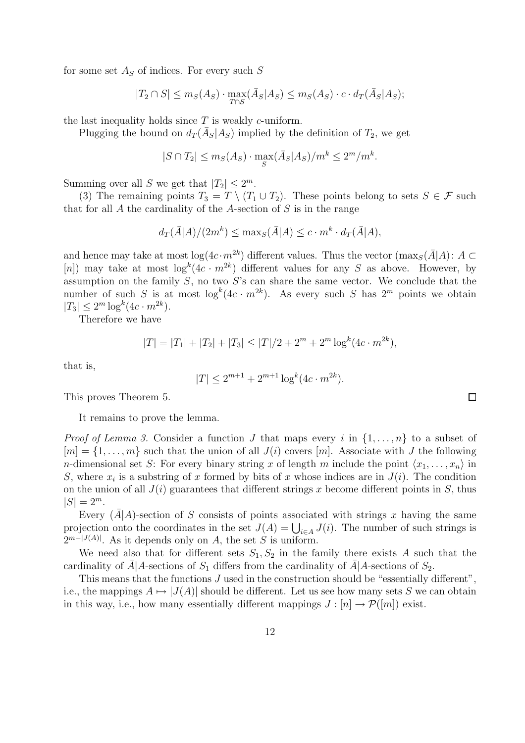for some set $A_S$ of indices. For every such $S$

$$|T_2 \cap S| \leq m_S(A_S) \cdot \max_{T \cap S}(\bar{A}_S|A_S) \leq m_S(A_S) \cdot c \cdot d_T(\bar{A}_S|A_S);$$

the last inequality holds since $T$ is weakly $c$-uniform.

Plugging the bound on $d_T(\bar{A}_S|A_S)$ implied by the definition of $T_2$, we get

$$|S \cap T_2| \leq m_S(A_S) \cdot \max_S(\bar{A}_S|A_S)/m^k \leq 2^m/m^k.$$

Summing over all $S$ we get that $|T_2| \leq 2^m$.

(3) The remaining points $T_3 = T \setminus (T_1 \cup T_2)$. These points belong to sets $S \in \mathcal{F}$ such that for all $A$ the cardinality of the $A$-section of $S$ is in the range

$$d_T(\bar{A}|A)/(2m^k) \leq \max_S(\bar{A}|A) \leq c \cdot m^k \cdot d_T(\bar{A}|A),$$

and hence may take at most $\log(4c \cdot m^{2k})$ different values. Thus the vector $(\max_S(\bar{A}|A) \colon A \subset [n])$ may take at most $\log^k(4c \cdot m^{2k})$ different values for any $S$ as above. However, by assumption on the family $S$, no two $S$'s can share the same vector. We conclude that the number of such $S$ is at most $\log^k(4c \cdot m^{2k})$. As every such $S$ has $2^m$ points we obtain $|T_3| \leq 2^m \log^k(4c \cdot m^{2k})$.

Therefore we have

$$|T| = |T_1| + |T_2| + |T_3| \leq |T|/2 + 2^m + 2^m \log^k(4c \cdot m^{2k}),$$

that is,

$$|T| \leq 2^{m+1} + 2^{m+1} \log^k(4c \cdot m^{2k}).$$

This proves Theorem 5. $\square$

It remains to prove the lemma.

*Proof of Lemma 3.* Consider a function $J$ that maps every $i$ in $\{1, \ldots, n\}$ to a subset of $[m] = \{1, \ldots, m\}$ such that the union of all $J(i)$ covers $[m]$. Associate with $J$ the following $n$-dimensional set $S$: For every binary string $x$ of length $m$ include the point $\langle x_1, \ldots, x_n \rangle$ in $S$, where $x_i$ is a substring of $x$ formed by bits of $x$ whose indices are in $J(i)$. The condition on the union of all $J(i)$ guarantees that different strings $x$ become different points in $S$, thus $|S| = 2^m$.

Every $(\bar{A}|A)$-section of $S$ consists of points associated with strings $x$ having the same projection onto the coordinates in the set $J(A) = \bigcup_{i \in A} J(i)$. The number of such strings is $2^{m-|J(A)|}$. As it depends only on $A$, the set $S$ is uniform.

We need also that for different sets $S_1, S_2$ in the family there exists $A$ such that the cardinality of $\bar{A}|A$-sections of $S_1$ differs from the cardinality of $\bar{A}|A$-sections of $S_2$.

This means that the functions $J$ used in the construction should be "essentially different", i.e., the mappings $A \mapsto |J(A)|$ should be different. Let us see how many sets $S$ we can obtain in this way, i.e., how many essentially different mappings $J : [n] \to \mathcal{P}([m])$ exist.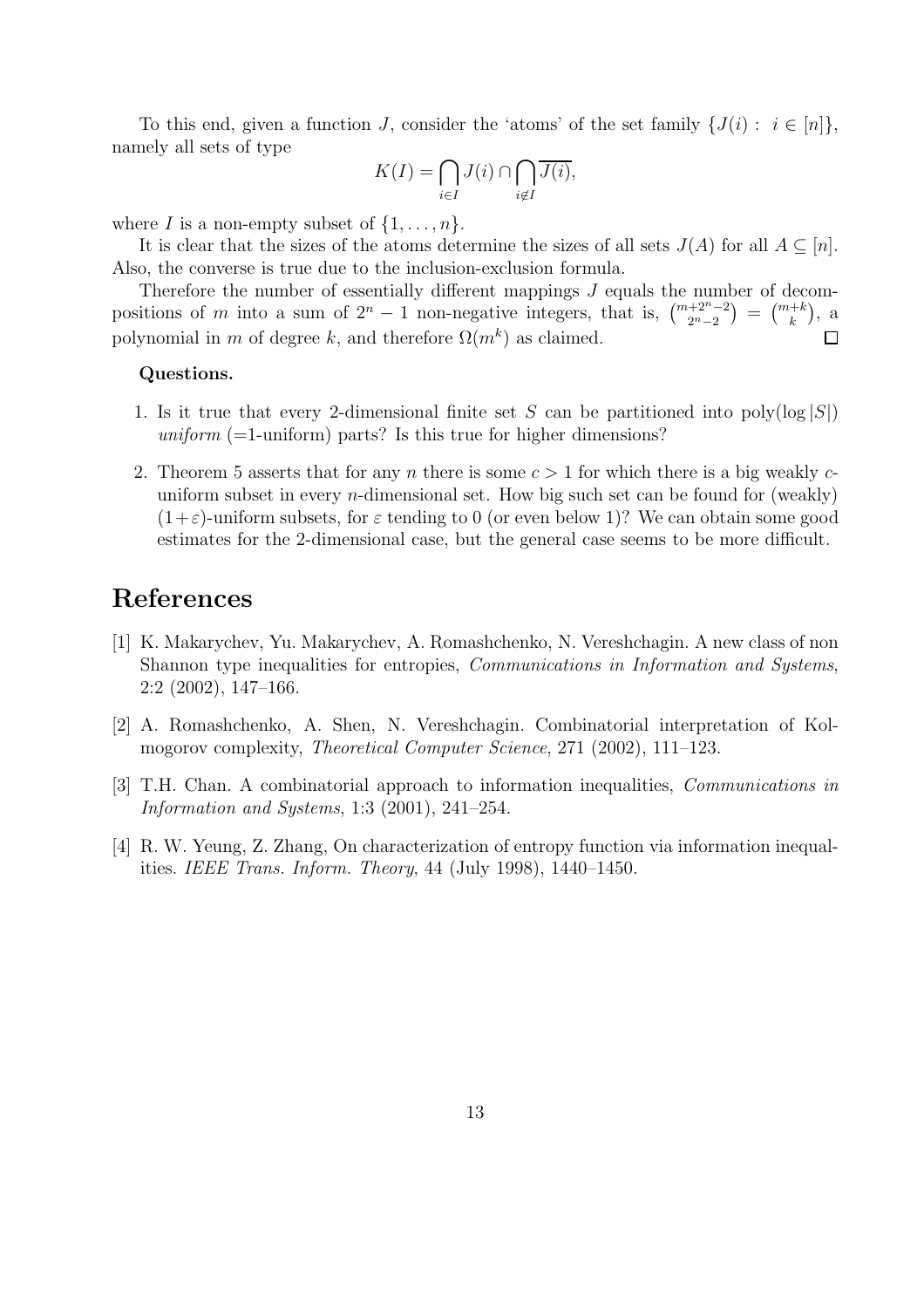To this end, given a function $J$, consider the 'atoms' of the set family $\{J(i) : \ i \in [n]\}$, namely all sets of type

$$K(I) = \bigcap_{i \in I} J(i) \cap \bigcap_{i \notin I} \overline{J(i)},$$

where $I$ is a non-empty subset of $\{1, \ldots, n\}$.

It is clear that the sizes of the atoms determine the sizes of all sets $J(A)$ for all $A \subseteq [n]$. Also, the converse is true due to the inclusion-exclusion formula.

Therefore the number of essentially different mappings $J$ equals the number of decompositions of $m$ into a sum of $2^n - 1$ non-negative integers, that is, $\binom{m+2^n-2}{2^n-2} = \binom{m+k}{k}$, a polynomial in $m$ of degree $k$, and therefore $\Omega(m^k)$ as claimed. $\square$

**Questions.**

1. Is it true that every 2-dimensional finite set $S$ can be partitioned into poly$(\log |S|)$ *uniform* (=1-uniform) parts? Is this true for higher dimensions?

2. Theorem 5 asserts that for any $n$ there is some $c > 1$ for which there is a big weakly $c$-uniform subset in every $n$-dimensional set. How big such set can be found for (weakly) $(1+\varepsilon)$-uniform subsets, for $\varepsilon$ tending to 0 (or even below 1)? We can obtain some good estimates for the 2-dimensional case, but the general case seems to be more difficult.

# References

[1] K. Makarychev, Yu. Makarychev, A. Romashchenko, N. Vereshchagin. A new class of non Shannon type inequalities for entropies, *Communications in Information and Systems*, 2:2 (2002), 147–166.

[2] A. Romashchenko, A. Shen, N. Vereshchagin. Combinatorial interpretation of Kolmogorov complexity, *Theoretical Computer Science*, 271 (2002), 111–123.

[3] T.H. Chan. A combinatorial approach to information inequalities, *Communications in Information and Systems*, 1:3 (2001), 241–254.

[4] R. W. Yeung, Z. Zhang, On characterization of entropy function via information inequalities. *IEEE Trans. Inform. Theory*, 44 (July 1998), 1440–1450.